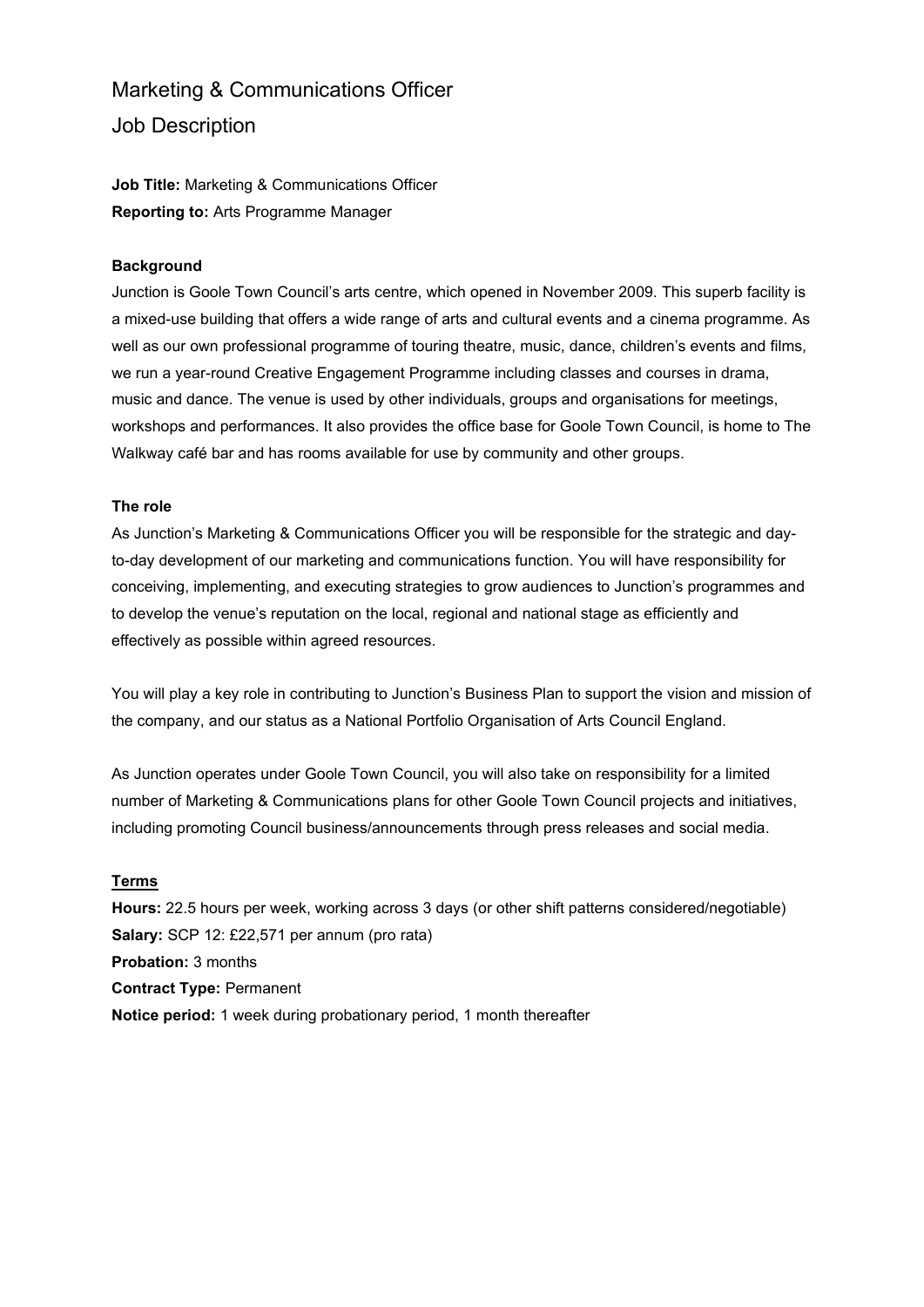# Marketing & Communications Officer

## Job Description

**Job Title:** Marketing & Communications Officer
**Reporting to:** Arts Programme Manager

**Background**

Junction is Goole Town Council's arts centre, which opened in November 2009. This superb facility is a mixed-use building that offers a wide range of arts and cultural events and a cinema programme. As well as our own professional programme of touring theatre, music, dance, children's events and films, we run a year-round Creative Engagement Programme including classes and courses in drama, music and dance. The venue is used by other individuals, groups and organisations for meetings, workshops and performances. It also provides the office base for Goole Town Council, is home to The Walkway café bar and has rooms available for use by community and other groups.

**The role**

As Junction's Marketing & Communications Officer you will be responsible for the strategic and day-to-day development of our marketing and communications function. You will have responsibility for conceiving, implementing, and executing strategies to grow audiences to Junction's programmes and to develop the venue's reputation on the local, regional and national stage as efficiently and effectively as possible within agreed resources.

You will play a key role in contributing to Junction's Business Plan to support the vision and mission of the company, and our status as a National Portfolio Organisation of Arts Council England.

As Junction operates under Goole Town Council, you will also take on responsibility for a limited number of Marketing & Communications plans for other Goole Town Council projects and initiatives, including promoting Council business/announcements through press releases and social media.

**Terms**

**Hours:** 22.5 hours per week, working across 3 days (or other shift patterns considered/negotiable)
**Salary:** SCP 12: £22,571 per annum (pro rata)
**Probation:** 3 months
**Contract Type:** Permanent
**Notice period:** 1 week during probationary period, 1 month thereafter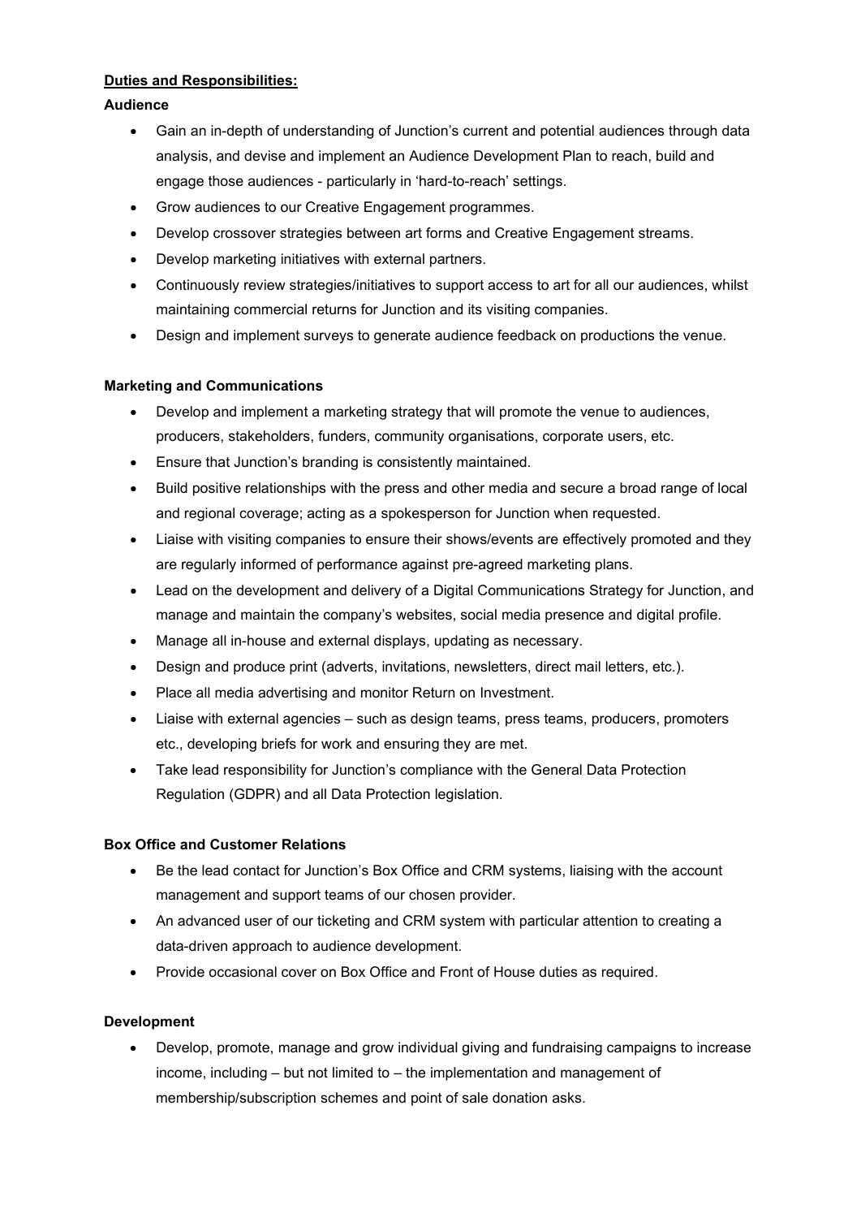**<u>Duties and Responsibilities:</u>**

**Audience**

- Gain an in-depth of understanding of Junction's current and potential audiences through data analysis, and devise and implement an Audience Development Plan to reach, build and engage those audiences - particularly in 'hard-to-reach' settings.
- Grow audiences to our Creative Engagement programmes.
- Develop crossover strategies between art forms and Creative Engagement streams.
- Develop marketing initiatives with external partners.
- Continuously review strategies/initiatives to support access to art for all our audiences, whilst maintaining commercial returns for Junction and its visiting companies.
- Design and implement surveys to generate audience feedback on productions the venue.

**Marketing and Communications**

- Develop and implement a marketing strategy that will promote the venue to audiences, producers, stakeholders, funders, community organisations, corporate users, etc.
- Ensure that Junction's branding is consistently maintained.
- Build positive relationships with the press and other media and secure a broad range of local and regional coverage; acting as a spokesperson for Junction when requested.
- Liaise with visiting companies to ensure their shows/events are effectively promoted and they are regularly informed of performance against pre-agreed marketing plans.
- Lead on the development and delivery of a Digital Communications Strategy for Junction, and manage and maintain the company's websites, social media presence and digital profile.
- Manage all in-house and external displays, updating as necessary.
- Design and produce print (adverts, invitations, newsletters, direct mail letters, etc.).
- Place all media advertising and monitor Return on Investment.
- Liaise with external agencies – such as design teams, press teams, producers, promoters etc., developing briefs for work and ensuring they are met.
- Take lead responsibility for Junction's compliance with the General Data Protection Regulation (GDPR) and all Data Protection legislation.

**Box Office and Customer Relations**

- Be the lead contact for Junction's Box Office and CRM systems, liaising with the account management and support teams of our chosen provider.
- An advanced user of our ticketing and CRM system with particular attention to creating a data-driven approach to audience development.
- Provide occasional cover on Box Office and Front of House duties as required.

**Development**

- Develop, promote, manage and grow individual giving and fundraising campaigns to increase income, including – but not limited to – the implementation and management of membership/subscription schemes and point of sale donation asks.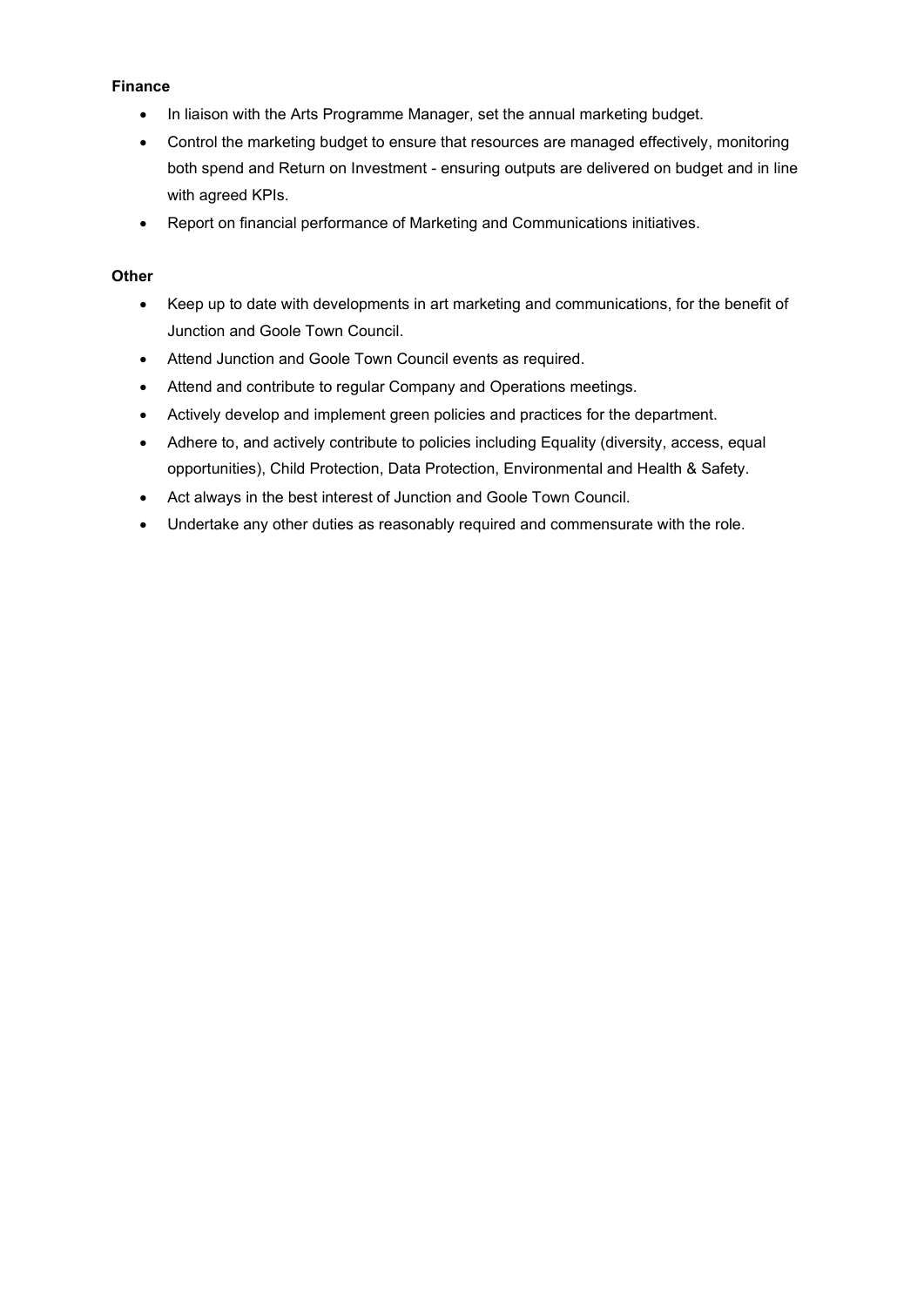**Finance**

- In liaison with the Arts Programme Manager, set the annual marketing budget.
- Control the marketing budget to ensure that resources are managed effectively, monitoring both spend and Return on Investment - ensuring outputs are delivered on budget and in line with agreed KPIs.
- Report on financial performance of Marketing and Communications initiatives.

**Other**

- Keep up to date with developments in art marketing and communications, for the benefit of Junction and Goole Town Council.
- Attend Junction and Goole Town Council events as required.
- Attend and contribute to regular Company and Operations meetings.
- Actively develop and implement green policies and practices for the department.
- Adhere to, and actively contribute to policies including Equality (diversity, access, equal opportunities), Child Protection, Data Protection, Environmental and Health & Safety.
- Act always in the best interest of Junction and Goole Town Council.
- Undertake any other duties as reasonably required and commensurate with the role.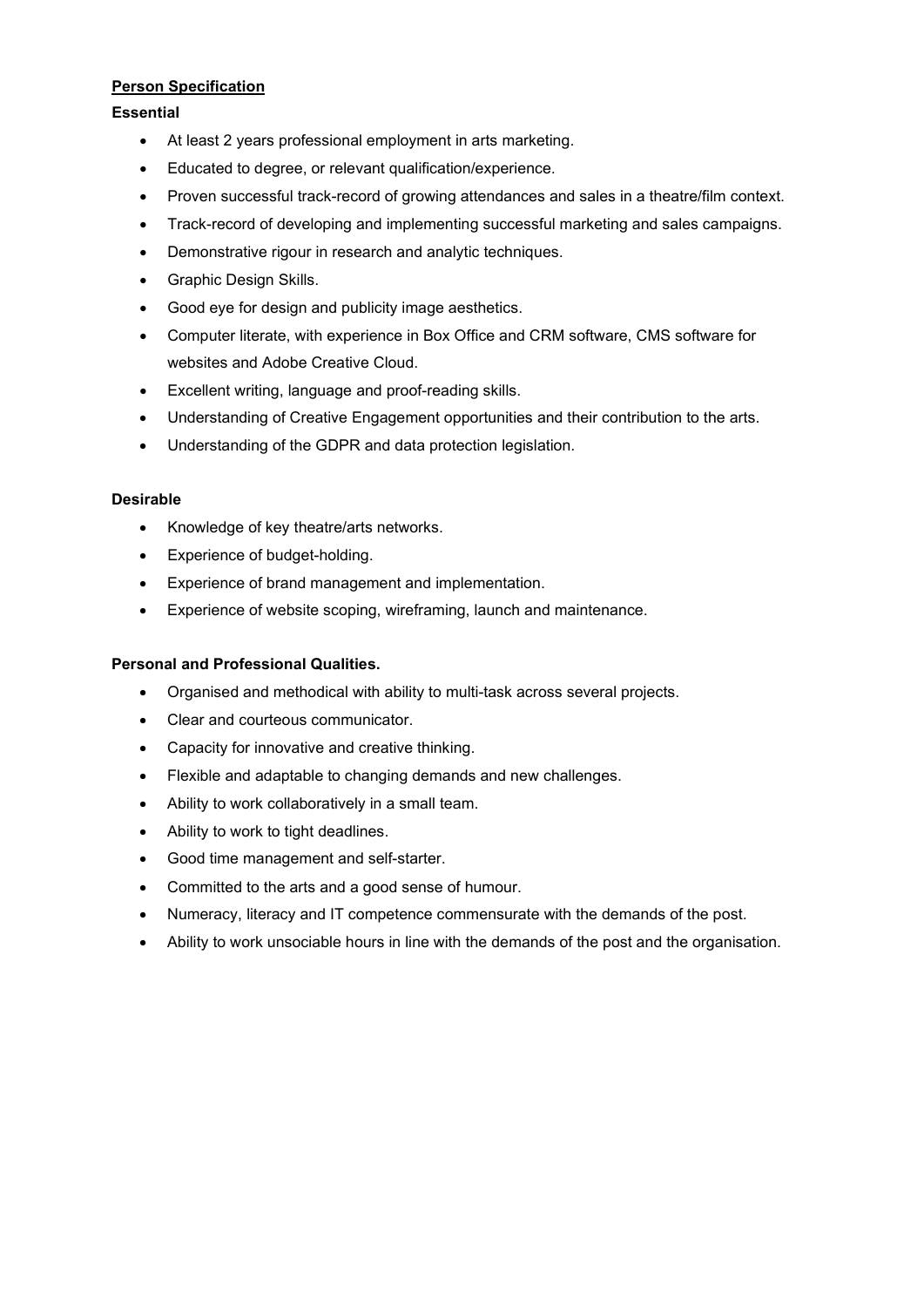## Person Specification

### Essential

- At least 2 years professional employment in arts marketing.
- Educated to degree, or relevant qualification/experience.
- Proven successful track-record of growing attendances and sales in a theatre/film context.
- Track-record of developing and implementing successful marketing and sales campaigns.
- Demonstrative rigour in research and analytic techniques.
- Graphic Design Skills.
- Good eye for design and publicity image aesthetics.
- Computer literate, with experience in Box Office and CRM software, CMS software for websites and Adobe Creative Cloud.
- Excellent writing, language and proof-reading skills.
- Understanding of Creative Engagement opportunities and their contribution to the arts.
- Understanding of the GDPR and data protection legislation.

### Desirable

- Knowledge of key theatre/arts networks.
- Experience of budget-holding.
- Experience of brand management and implementation.
- Experience of website scoping, wireframing, launch and maintenance.

### Personal and Professional Qualities.

- Organised and methodical with ability to multi-task across several projects.
- Clear and courteous communicator.
- Capacity for innovative and creative thinking.
- Flexible and adaptable to changing demands and new challenges.
- Ability to work collaboratively in a small team.
- Ability to work to tight deadlines.
- Good time management and self-starter.
- Committed to the arts and a good sense of humour.
- Numeracy, literacy and IT competence commensurate with the demands of the post.
- Ability to work unsociable hours in line with the demands of the post and the organisation.